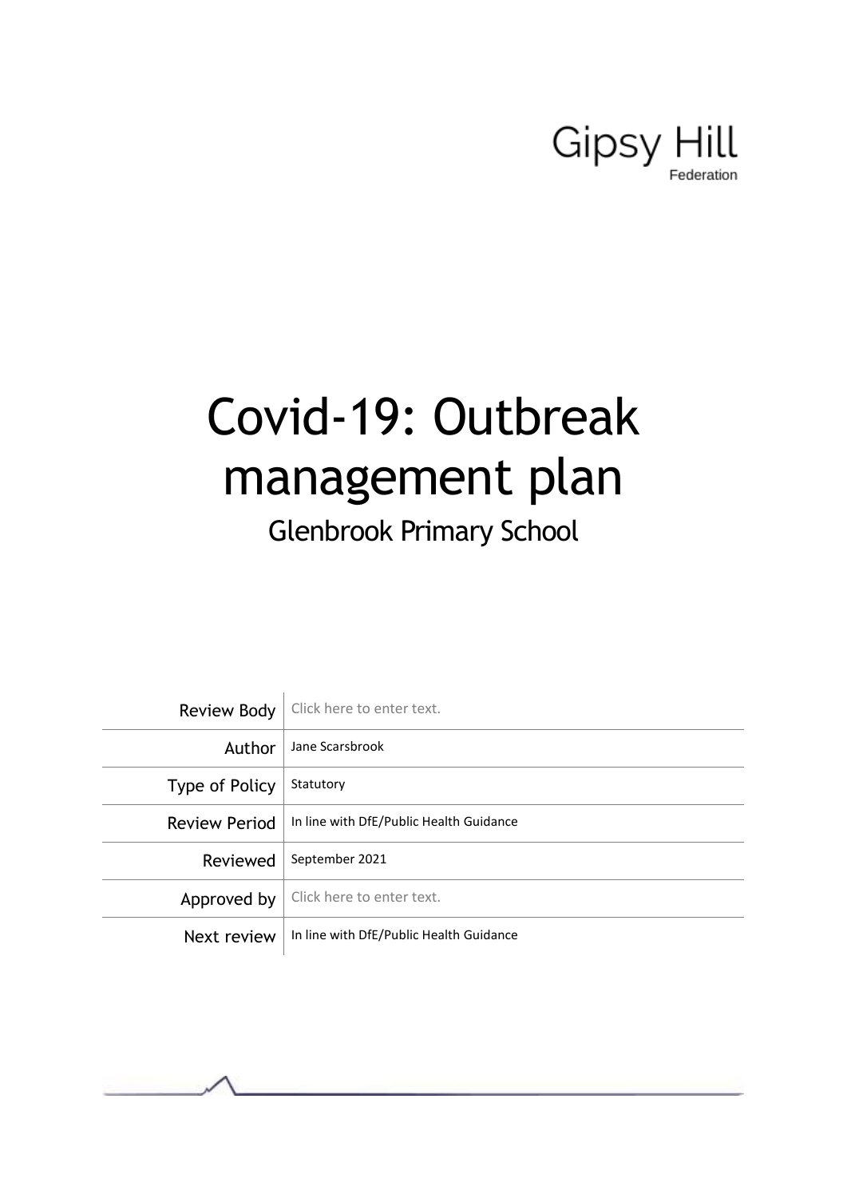Gipsy Hill
Federation

# Covid-19: Outbreak management plan

## Glenbrook Primary School

| | |
|---|---|
| Review Body | Click here to enter text. |
| Author | Jane Scarsbrook |
| Type of Policy | Statutory |
| Review Period | In line with DfE/Public Health Guidance |
| Reviewed | September 2021 |
| Approved by | Click here to enter text. |
| Next review | In line with DfE/Public Health Guidance |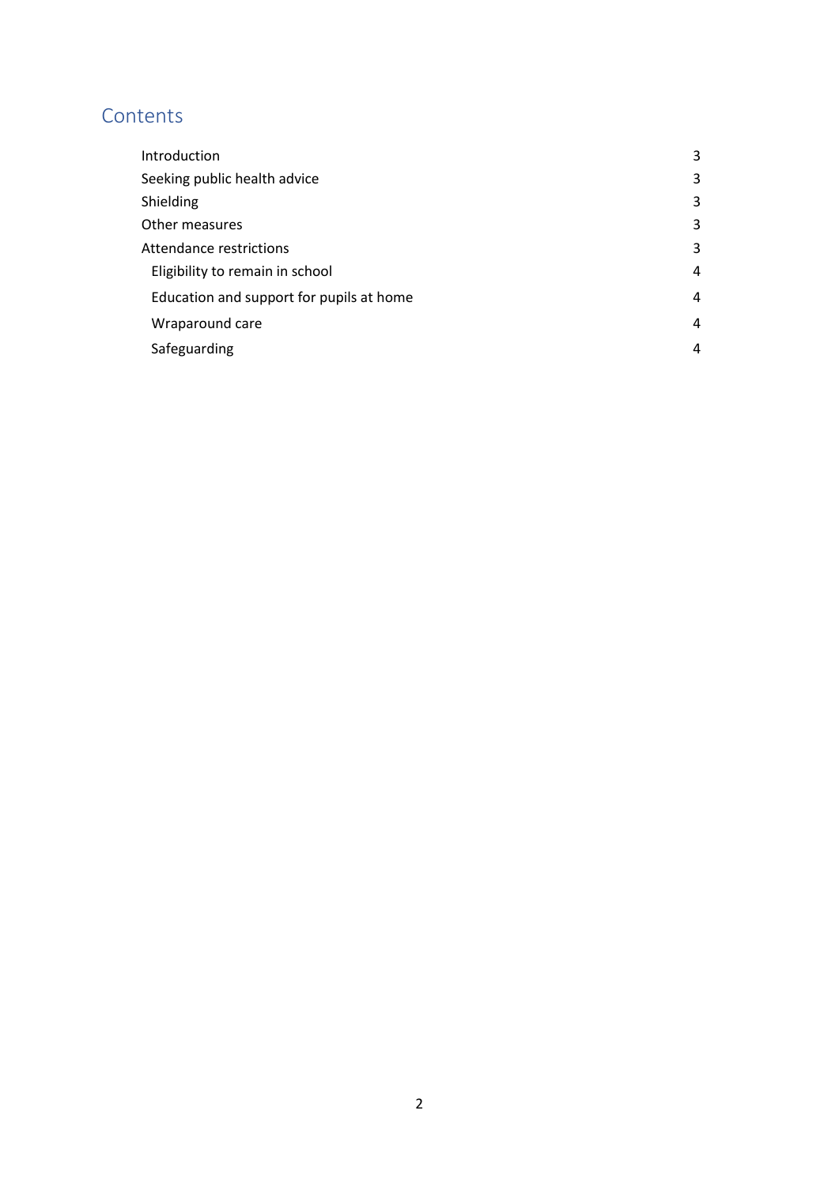## Contents

| | |
|---|---|
| Introduction | 3 |
| Seeking public health advice | 3 |
| Shielding | 3 |
| Other measures | 3 |
| Attendance restrictions | 3 |
| Eligibility to remain in school | 4 |
| Education and support for pupils at home | 4 |
| Wraparound care | 4 |
| Safeguarding | 4 |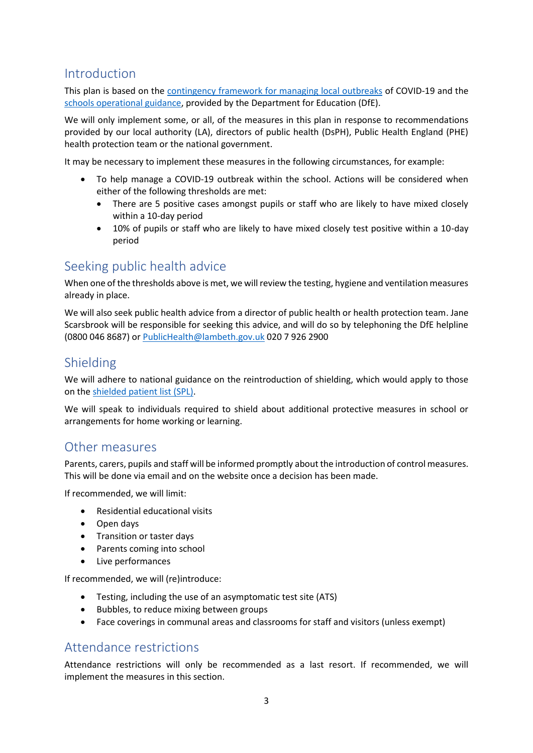## Introduction

This plan is based on the [contingency framework for managing local outbreaks]() of COVID-19 and the [schools operational guidance](), provided by the Department for Education (DfE).

We will only implement some, or all, of the measures in this plan in response to recommendations provided by our local authority (LA), directors of public health (DsPH), Public Health England (PHE) health protection team or the national government.

It may be necessary to implement these measures in the following circumstances, for example:

- To help manage a COVID-19 outbreak within the school. Actions will be considered when either of the following thresholds are met:
  - There are 5 positive cases amongst pupils or staff who are likely to have mixed closely within a 10-day period
  - 10% of pupils or staff who are likely to have mixed closely test positive within a 10-day period

## Seeking public health advice

When one of the thresholds above is met, we will review the testing, hygiene and ventilation measures already in place.

We will also seek public health advice from a director of public health or health protection team. Jane Scarsbrook will be responsible for seeking this advice, and will do so by telephoning the DfE helpline (0800 046 8687) or PublicHealth@lambeth.gov.uk 020 7 926 2900

## Shielding

We will adhere to national guidance on the reintroduction of shielding, which would apply to those on the [shielded patient list (SPL)]().

We will speak to individuals required to shield about additional protective measures in school or arrangements for home working or learning.

## Other measures

Parents, carers, pupils and staff will be informed promptly about the introduction of control measures. This will be done via email and on the website once a decision has been made.

If recommended, we will limit:

- Residential educational visits
- Open days
- Transition or taster days
- Parents coming into school
- Live performances

If recommended, we will (re)introduce:

- Testing, including the use of an asymptomatic test site (ATS)
- Bubbles, to reduce mixing between groups
- Face coverings in communal areas and classrooms for staff and visitors (unless exempt)

## Attendance restrictions

Attendance restrictions will only be recommended as a last resort. If recommended, we will implement the measures in this section.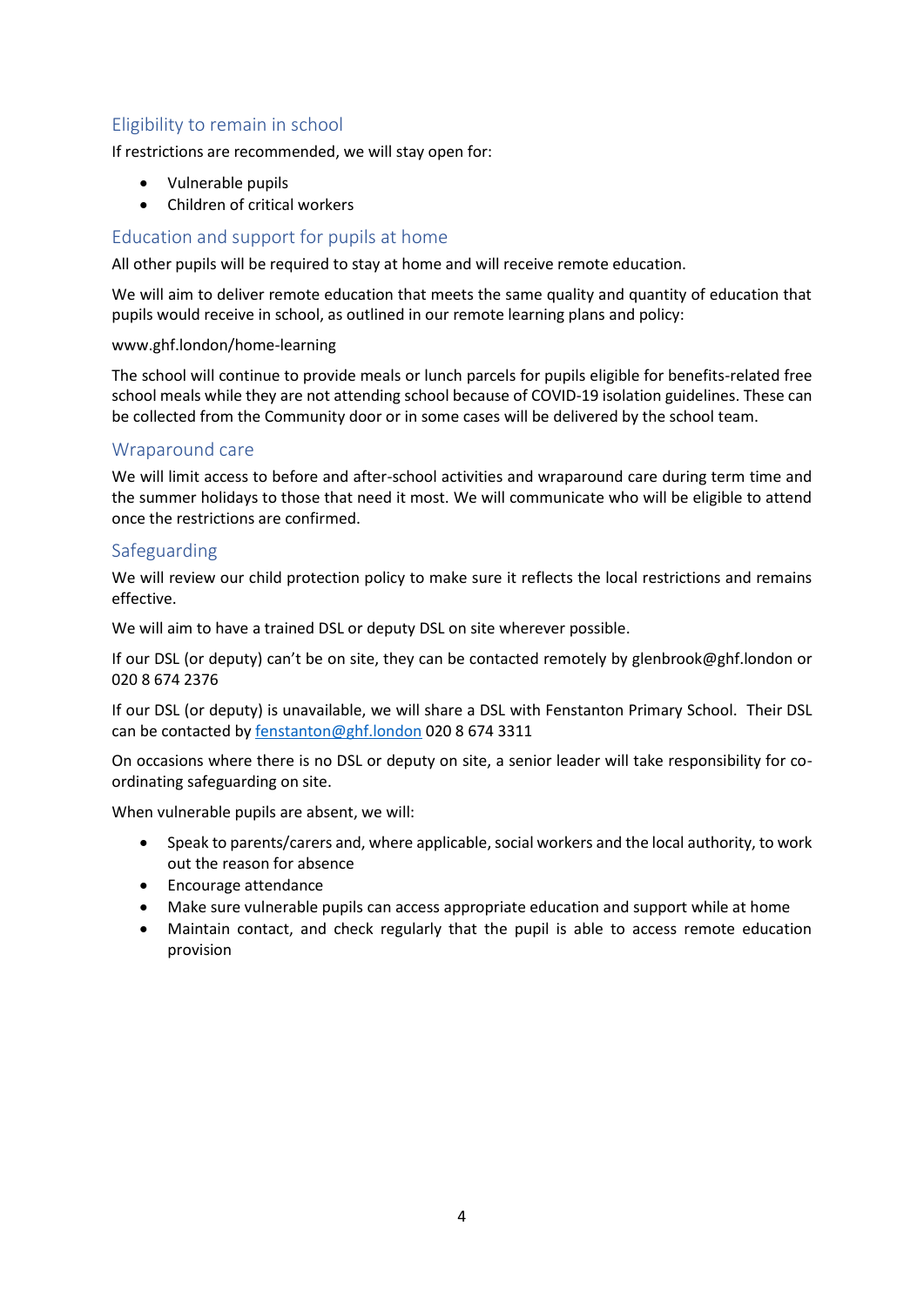## Eligibility to remain in school

If restrictions are recommended, we will stay open for:

- Vulnerable pupils
- Children of critical workers

## Education and support for pupils at home

All other pupils will be required to stay at home and will receive remote education.

We will aim to deliver remote education that meets the same quality and quantity of education that pupils would receive in school, as outlined in our remote learning plans and policy:

www.ghf.london/home-learning

The school will continue to provide meals or lunch parcels for pupils eligible for benefits-related free school meals while they are not attending school because of COVID-19 isolation guidelines. These can be collected from the Community door or in some cases will be delivered by the school team.

## Wraparound care

We will limit access to before and after-school activities and wraparound care during term time and the summer holidays to those that need it most. We will communicate who will be eligible to attend once the restrictions are confirmed.

## Safeguarding

We will review our child protection policy to make sure it reflects the local restrictions and remains effective.

We will aim to have a trained DSL or deputy DSL on site wherever possible.

If our DSL (or deputy) can't be on site, they can be contacted remotely by glenbrook@ghf.london or 020 8 674 2376

If our DSL (or deputy) is unavailable, we will share a DSL with Fenstanton Primary School. Their DSL can be contacted by fenstanton@ghf.london 020 8 674 3311

On occasions where there is no DSL or deputy on site, a senior leader will take responsibility for co-ordinating safeguarding on site.

When vulnerable pupils are absent, we will:

- Speak to parents/carers and, where applicable, social workers and the local authority, to work out the reason for absence
- Encourage attendance
- Make sure vulnerable pupils can access appropriate education and support while at home
- Maintain contact, and check regularly that the pupil is able to access remote education provision